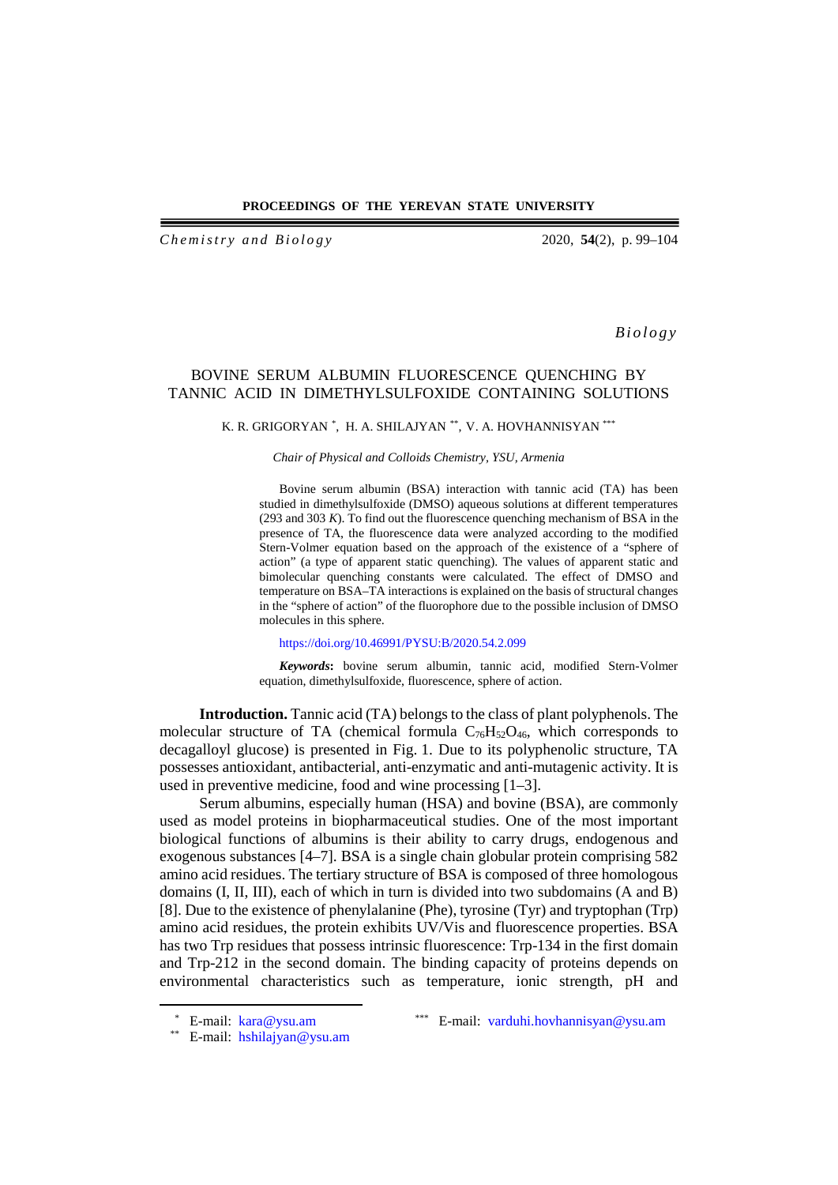*Biology*

# BOVINE SERUM ALBUMIN FLUORESCENCE QUENCHING BY TANNIC ACID IN DIMETHYLSULFOXIDE CONTAINING SOLUTIONS

K. R. GRIGORYAN [*], H. A. SHILAJYAN [**], V. A. HOVHANNISYAN [***]

*Chair of Physical and Colloids Chemistry, YSU, Armenia*

Bovine serum albumin (BSA) interaction with tannic acid (TA) has been studied in dimethylsulfoxide (DMSO) aqueous solutions at different temperatures (293 and 303 *K*). To find out the fluorescence quenching mechanism of BSA in the presence of TA, the fluorescence data were analyzed according to the modified Stern-Volmer equation based on the approach of the existence of a "sphere of action" (a type of apparent static quenching). The values of apparent static and bimolecular quenching constants were calculated. The effect of DMSO and temperature on BSA–TA interactions is explained on the basis of structural changes in the "sphere of action" of the fluorophore due to the possible inclusion of DMSO molecules in this sphere.

https://doi.org/10.46991/PYSU:B/2020.54.2.099

***Keywords*:** bovine serum albumin, tannic acid, modified Stern-Volmer equation, dimethylsulfoxide, fluorescence, sphere of action.

**Introduction.** Tannic acid (TA) belongs to the class of plant polyphenols. The molecular structure of TA (chemical formula $C_{76}H_{52}O_{46}$, which corresponds to decagalloyl glucose) is presented in Fig. 1. Due to its polyphenolic structure, TA possesses antioxidant, antibacterial, anti-enzymatic and anti-mutagenic activity. It is used in preventive medicine, food and wine processing [1–3].

Serum albumins, especially human (HSA) and bovine (BSA), are commonly used as model proteins in biopharmaceutical studies. One of the most important biological functions of albumins is their ability to carry drugs, endogenous and exogenous substances [4–7]. BSA is a single chain globular protein comprising 582 amino acid residues. The tertiary structure of BSA is composed of three homologous domains (I, II, III), each of which in turn is divided into two subdomains (A and B) [8]. Due to the existence of phenylalanine (Phe), tyrosine (Tyr) and tryptophan (Trp) amino acid residues, the protein exhibits UV/Vis and fluorescence properties. BSA has two Trp residues that possess intrinsic fluorescence: Trp-134 in the first domain and Trp-212 in the second domain. The binding capacity of proteins depends on environmental characteristics such as temperature, ionic strength, pH and

[*] E-mail: kara@ysu.am
[**] E-mail: hshilajyan@ysu.am
[***] E-mail: varduhi.hovhannisyan@ysu.am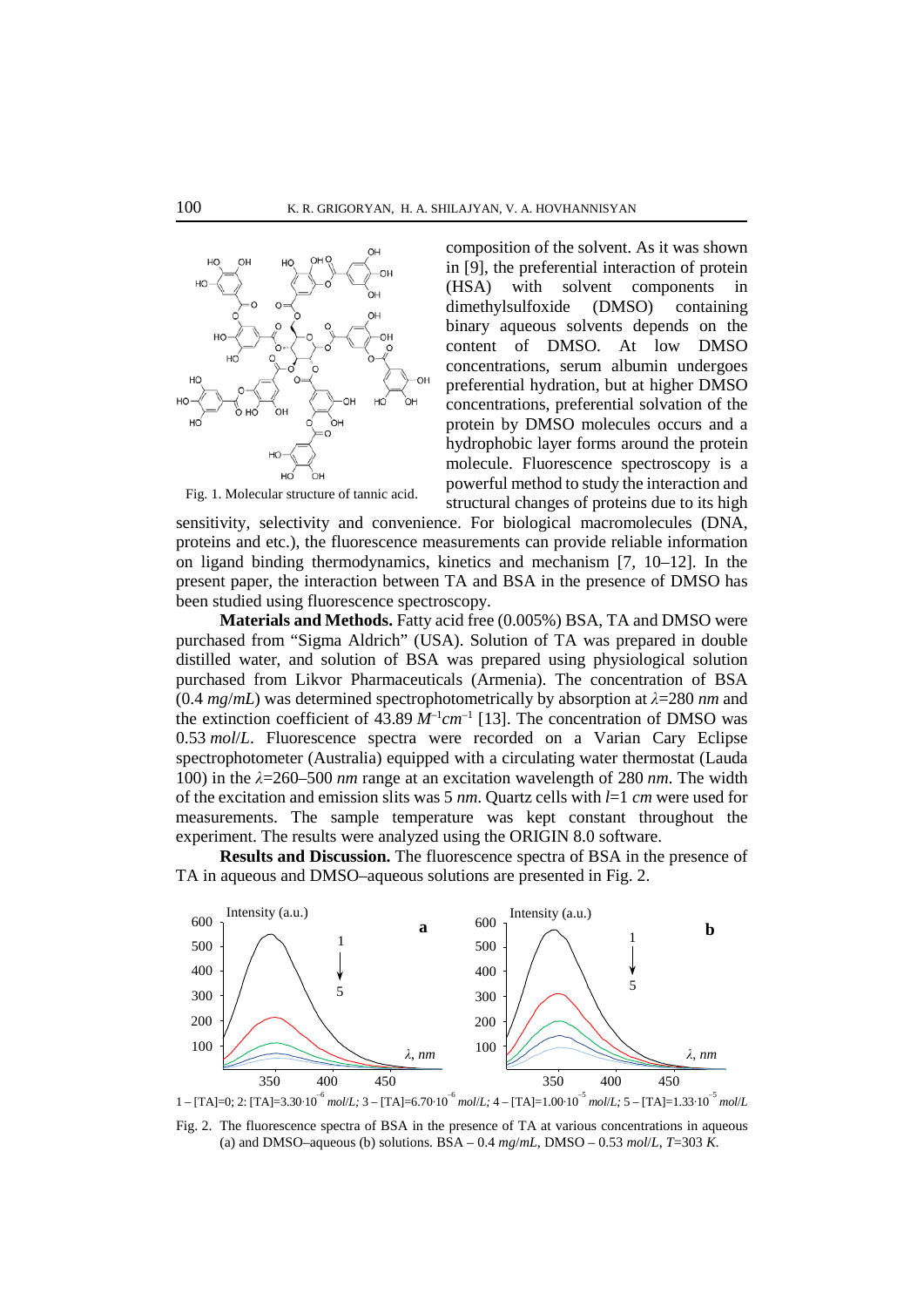Fig. 1. Molecular structure of tannic acid.

composition of the solvent. As it was shown in [9], the preferential interaction of protein (HSA) with solvent components in dimethylsulfoxide (DMSO) containing binary aqueous solvents depends on the content of DMSO. At low DMSO concentrations, serum albumin undergoes preferential hydration, but at higher DMSO concentrations, preferential solvation of the protein by DMSO molecules occurs and a hydrophobic layer forms around the protein molecule. Fluorescence spectroscopy is a powerful method to study the interaction and structural changes of proteins due to its high sensitivity, selectivity and convenience. For biological macromolecules (DNA, proteins and etc.), the fluorescence measurements can provide reliable information on ligand binding thermodynamics, kinetics and mechanism [7, 10–12]. In the present paper, the interaction between TA and BSA in the presence of DMSO has been studied using fluorescence spectroscopy.

**Materials and Methods.** Fatty acid free (0.005%) BSA, TA and DMSO were purchased from "Sigma Aldrich" (USA). Solution of TA was prepared in double distilled water, and solution of BSA was prepared using physiological solution purchased from Likvor Pharmaceuticals (Armenia). The concentration of BSA (0.4 *mg*/*mL*) was determined spectrophotometrically by absorption at $\lambda$=280 *nm* and the extinction coefficient of 43.89 $M^{-1}cm^{-1}$ [13]. The concentration of DMSO was 0.53 *mol*/*L*. Fluorescence spectra were recorded on a Varian Cary Eclipse spectrophotometer (Australia) equipped with a circulating water thermostat (Lauda 100) in the $\lambda$=260–500 *nm* range at an excitation wavelength of 280 *nm*. The width of the excitation and emission slits was 5 *nm*. Quartz cells with $l$=1 *cm* were used for measurements. The sample temperature was kept constant throughout the experiment. The results were analyzed using the ORIGIN 8.0 software.

**Results and Discussion.** The fluorescence spectra of BSA in the presence of TA in aqueous and DMSO–aqueous solutions are presented in Fig. 2.

1 – [TA]=0; 2: [TA]=3.30·$10^{-6}$ *mol*/*L*; 3 – [TA]=6.70·$10^{-6}$ *mol*/*L*; 4 – [TA]=1.00·$10^{-5}$ *mol*/*L*; 5 – [TA]=1.33·$10^{-5}$ *mol*/*L*

Fig. 2. The fluorescence spectra of BSA in the presence of TA at various concentrations in aqueous (a) and DMSO–aqueous (b) solutions. BSA – 0.4 *mg*/*mL*, DMSO – 0.53 *mol*/*L*, $T$=303 *K*.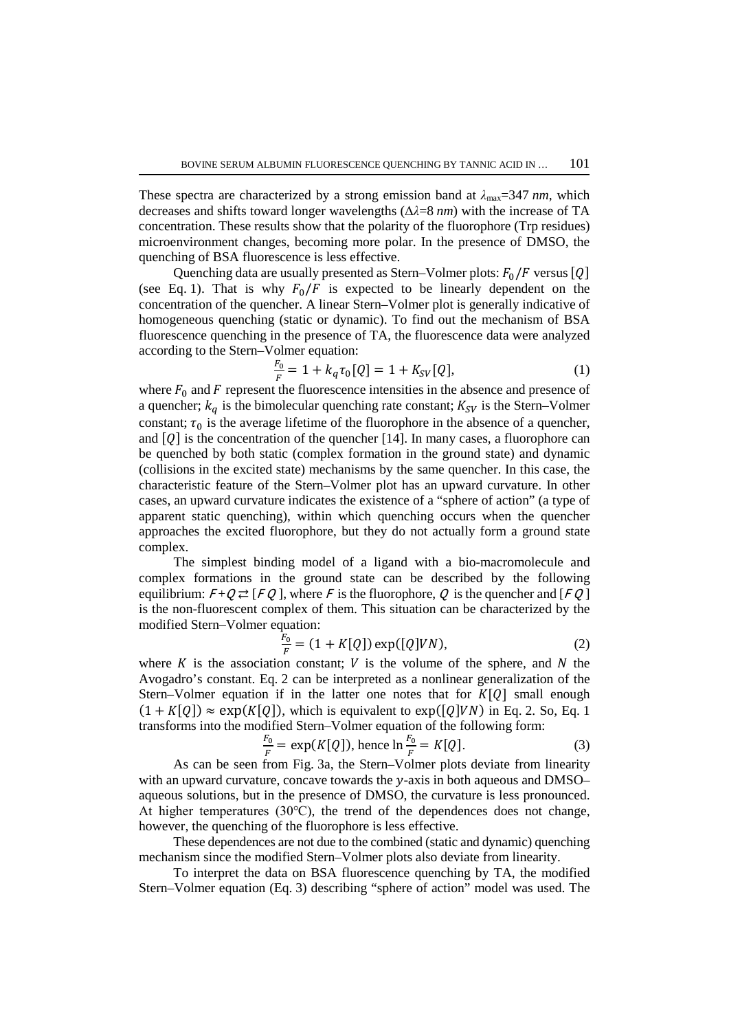These spectra are characterized by a strong emission band at $\lambda_{max}$=347 *nm*, which decreases and shifts toward longer wavelengths ($\Delta\lambda$=8 *nm*) with the increase of TA concentration. These results show that the polarity of the fluorophore (Trp residues) microenvironment changes, becoming more polar. In the presence of DMSO, the quenching of BSA fluorescence is less effective.

Quenching data are usually presented as Stern–Volmer plots: $F_0/F$ versus $[Q]$ (see Eq. 1). That is why $F_0/F$ is expected to be linearly dependent on the concentration of the quencher. A linear Stern–Volmer plot is generally indicative of homogeneous quenching (static or dynamic). To find out the mechanism of BSA fluorescence quenching in the presence of TA, the fluorescence data were analyzed according to the Stern–Volmer equation:

$$\frac{F_0}{F} = 1 + k_q\tau_0[Q] = 1 + K_{SV}[Q], \tag{1}$$

where $F_0$ and $F$ represent the fluorescence intensities in the absence and presence of a quencher; $k_q$ is the bimolecular quenching rate constant; $K_{SV}$ is the Stern–Volmer constant; $\tau_0$ is the average lifetime of the fluorophore in the absence of a quencher, and $[Q]$ is the concentration of the quencher [14]. In many cases, a fluorophore can be quenched by both static (complex formation in the ground state) and dynamic (collisions in the excited state) mechanisms by the same quencher. In this case, the characteristic feature of the Stern–Volmer plot has an upward curvature. In other cases, an upward curvature indicates the existence of a "sphere of action" (a type of apparent static quenching), within which quenching occurs when the quencher approaches the excited fluorophore, but they do not actually form a ground state complex.

The simplest binding model of a ligand with a bio-macromolecule and complex formations in the ground state can be described by the following equilibrium: $F + Q \rightleftarrows [FQ]$, where $F$ is the fluorophore, $Q$ is the quencher and $[FQ]$ is the non-fluorescent complex of them. This situation can be characterized by the modified Stern–Volmer equation:

$$\frac{F_0}{F} = (1 + K[Q])\exp([Q]VN), \tag{2}$$

where $K$ is the association constant; $V$ is the volume of the sphere, and $N$ the Avogadro's constant. Eq. 2 can be interpreted as a nonlinear generalization of the Stern–Volmer equation if in the latter one notes that for $K[Q]$ small enough $(1 + K[Q]) \approx \exp(K[Q])$, which is equivalent to $\exp([Q]VN)$ in Eq. 2. So, Eq. 1 transforms into the modified Stern–Volmer equation of the following form:

$$\frac{F_0}{F} = \exp(K[Q]), \text{ hence } \ln\frac{F_0}{F} = K[Q]. \tag{3}$$

As can be seen from Fig. 3a, the Stern–Volmer plots deviate from linearity with an upward curvature, concave towards the $y$-axis in both aqueous and DMSO–aqueous solutions, but in the presence of DMSO, the curvature is less pronounced. At higher temperatures (30°C), the trend of the dependences does not change, however, the quenching of the fluorophore is less effective.

These dependences are not due to the combined (static and dynamic) quenching mechanism since the modified Stern–Volmer plots also deviate from linearity.

To interpret the data on BSA fluorescence quenching by TA, the modified Stern–Volmer equation (Eq. 3) describing "sphere of action" model was used. The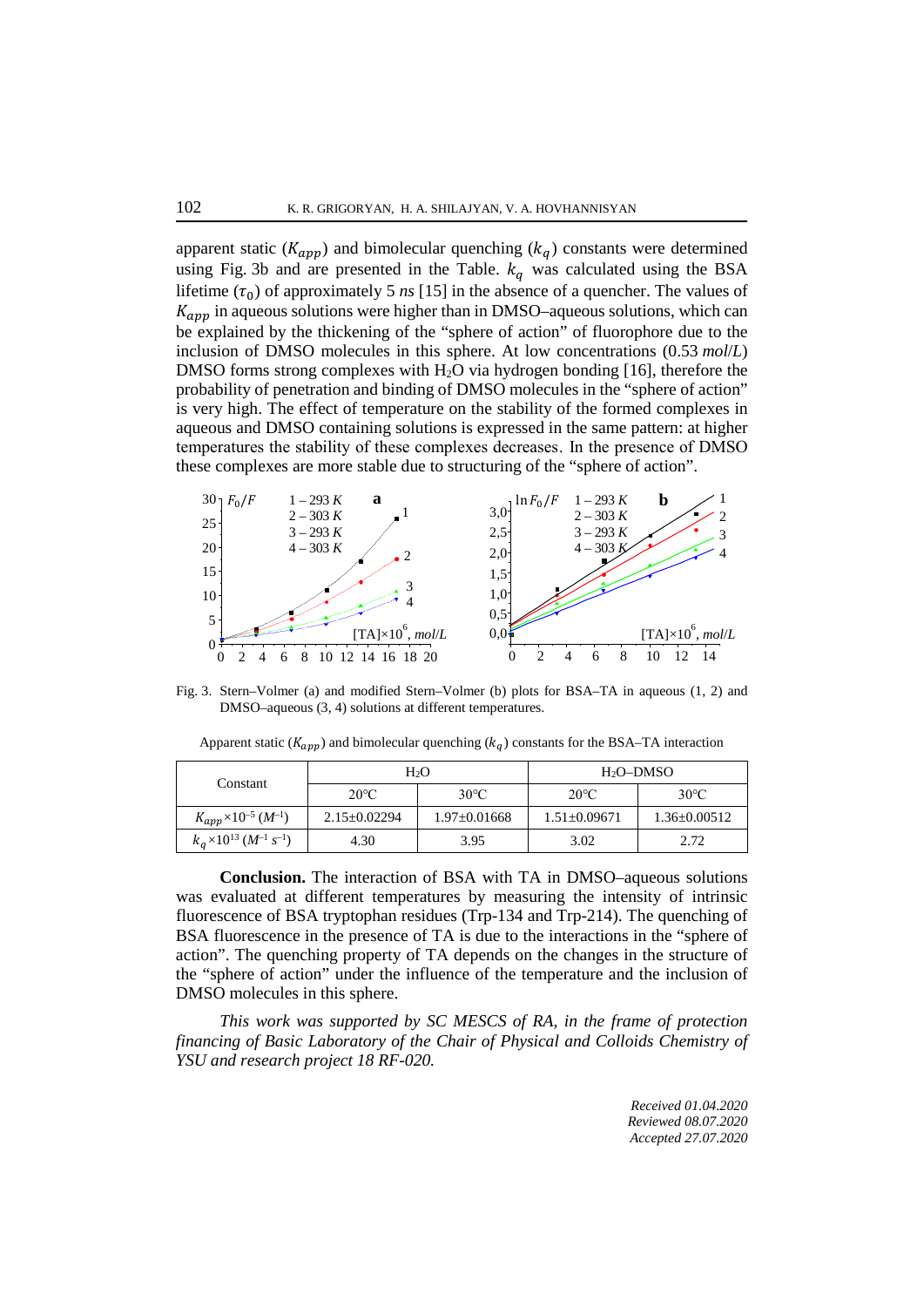apparent static ($K_{app}$) and bimolecular quenching ($k_q$) constants were determined using Fig. 3b and are presented in the Table. $k_q$ was calculated using the BSA lifetime ($\tau_0$) of approximately 5 *ns* [15] in the absence of a quencher. The values of $K_{app}$ in aqueous solutions were higher than in DMSO–aqueous solutions, which can be explained by the thickening of the "sphere of action" of fluorophore due to the inclusion of DMSO molecules in this sphere. At low concentrations (0.53 *mol*/*L*) DMSO forms strong complexes with $H_2O$ via hydrogen bonding [16], therefore the probability of penetration and binding of DMSO molecules in the "sphere of action" is very high. The effect of temperature on the stability of the formed complexes in aqueous and DMSO containing solutions is expressed in the same pattern: at higher temperatures the stability of these complexes decreases. In the presence of DMSO these complexes are more stable due to structuring of the "sphere of action".

Fig. 3. Stern–Volmer (a) and modified Stern–Volmer (b) plots for BSA–TA in aqueous (1, 2) and DMSO–aqueous (3, 4) solutions at different temperatures.

Apparent static ($K_{app}$) and bimolecular quenching ($k_q$) constants for the BSA–TA interaction

| Constant | $H_2O$ | | $H_2O$–DMSO | |
|---|---|---|---|---|
| | 20°C | 30°C | 20°C | 30°C |
| $K_{app}\times10^{-5}$ ($M^{-1}$) | 2.15±0.02294 | 1.97±0.01668 | 1.51±0.09671 | 1.36±0.00512 |
| $k_q\times10^{13}$ ($M^{-1}$ $s^{-1}$) | 4.30 | 3.95 | 3.02 | 2.72 |

**Conclusion.** The interaction of BSA with TA in DMSO–aqueous solutions was evaluated at different temperatures by measuring the intensity of intrinsic fluorescence of BSA tryptophan residues (Trp-134 and Trp-214). The quenching of BSA fluorescence in the presence of TA is due to the interactions in the "sphere of action". The quenching property of TA depends on the changes in the structure of the "sphere of action" under the influence of the temperature and the inclusion of DMSO molecules in this sphere.

*This work was supported by SC MESCS of RA, in the frame of protection financing of Basic Laboratory of the Chair of Physical and Colloids Chemistry of YSU and research project 18 RF-020.*

*Received 01.04.2020*
*Reviewed 08.07.2020*
*Accepted 27.07.2020*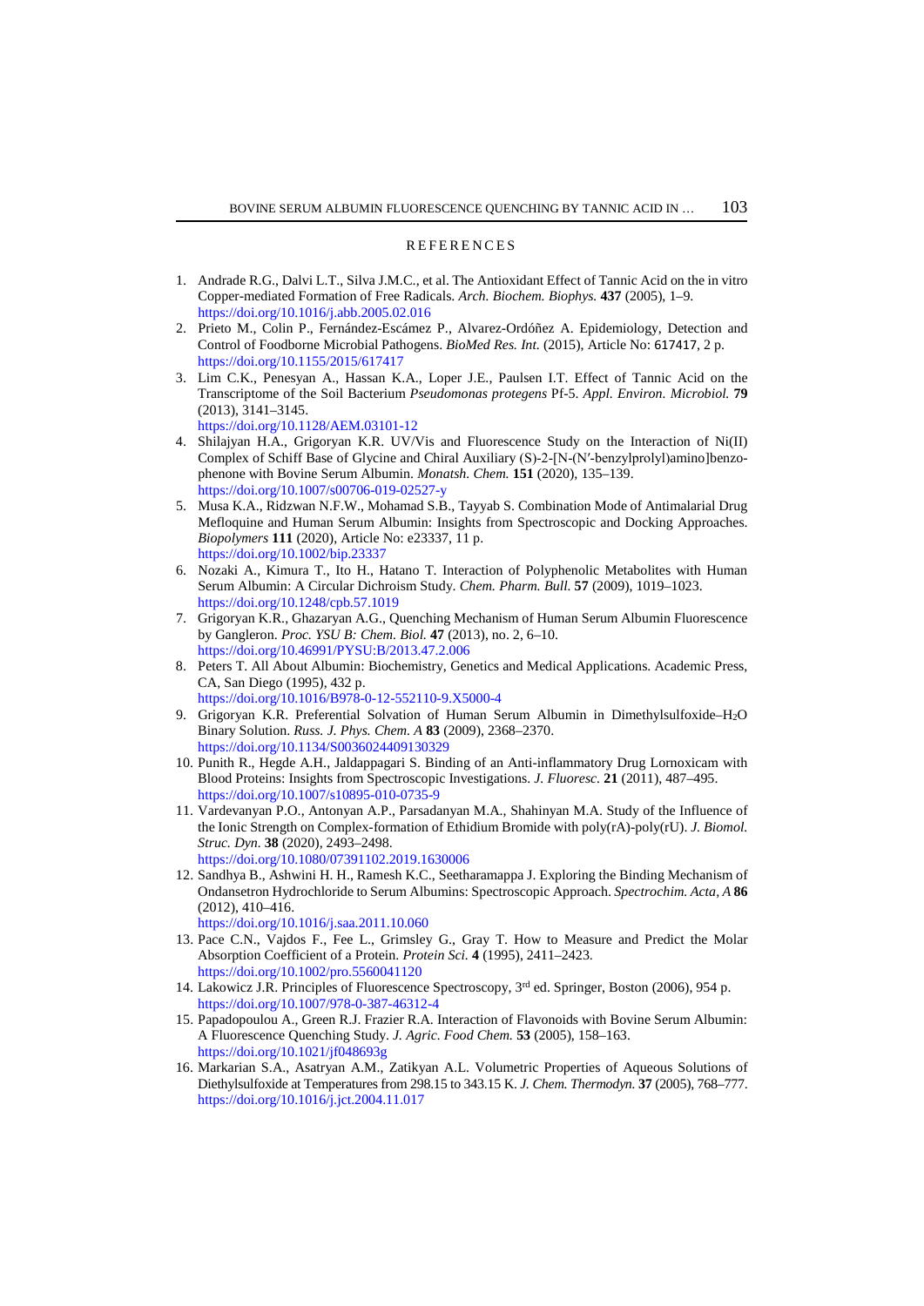## REFERENCES

1. Andrade R.G., Dalvi L.T., Silva J.M.C., et al. The Antioxidant Effect of Tannic Acid on the in vitro Copper-mediated Formation of Free Radicals. *Arch. Biochem. Biophys.* **437** (2005), 1–9. https://doi.org/10.1016/j.abb.2005.02.016
2. Prieto M., Colin P., Fernández-Escámez P., Alvarez-Ordóñez A. Epidemiology, Detection and Control of Foodborne Microbial Pathogens. *BioMed Res. Int.* (2015), Article No: 617417, 2 p. https://doi.org/10.1155/2015/617417
3. Lim C.K., Penesyan A., Hassan K.A., Loper J.E., Paulsen I.T. Effect of Tannic Acid on the Transcriptome of the Soil Bacterium *Pseudomonas protegens* Pf-5. *Appl. Environ. Microbiol.* **79** (2013), 3141–3145. https://doi.org/10.1128/AEM.03101-12
4. Shilajyan H.A., Grigoryan K.R. UV/Vis and Fluorescence Study on the Interaction of Ni(II) Complex of Schiff Base of Glycine and Chiral Auxiliary (S)-2-[N-(N′-benzylprolyl)amino]benzophenone with Bovine Serum Albumin. *Monatsh. Chem.* **151** (2020), 135–139. https://doi.org/10.1007/s00706-019-02527-y
5. Musa K.A., Ridzwan N.F.W., Mohamad S.B., Tayyab S. Combination Mode of Antimalarial Drug Mefloquine and Human Serum Albumin: Insights from Spectroscopic and Docking Approaches. *Biopolymers* **111** (2020), Article No: e23337, 11 p. https://doi.org/10.1002/bip.23337
6. Nozaki A., Kimura T., Ito H., Hatano T. Interaction of Polyphenolic Metabolites with Human Serum Albumin: A Circular Dichroism Study. *Chem. Pharm. Bull.* **57** (2009), 1019–1023. https://doi.org/10.1248/cpb.57.1019
7. Grigoryan K.R., Ghazaryan A.G., Quenching Mechanism of Human Serum Albumin Fluorescence by Gangleron. *Proc. YSU B: Chem. Biol.* **47** (2013), no. 2, 6–10. https://doi.org/10.46991/PYSU:B/2013.47.2.006
8. Peters T. All About Albumin: Biochemistry, Genetics and Medical Applications. Academic Press, CA, San Diego (1995), 432 p. https://doi.org/10.1016/B978-0-12-552110-9.X5000-4
9. Grigoryan K.R. Preferential Solvation of Human Serum Albumin in Dimethylsulfoxide–$H_2O$ Binary Solution. *Russ. J. Phys. Chem. A* **83** (2009), 2368–2370. https://doi.org/10.1134/S0036024409130329
10. Punith R., Hegde A.H., Jaldappagari S. Binding of an Anti-inflammatory Drug Lornoxicam with Blood Proteins: Insights from Spectroscopic Investigations. *J. Fluoresc.* **21** (2011), 487–495. https://doi.org/10.1007/s10895-010-0735-9
11. Vardevanyan P.O., Antonyan A.P., Parsadanyan M.A., Shahinyan M.A. Study of the Influence of the Ionic Strength on Complex-formation of Ethidium Bromide with poly(rA)-poly(rU). *J. Biomol. Struc. Dyn.* **38** (2020), 2493–2498. https://doi.org/10.1080/07391102.2019.1630006
12. Sandhya B., Ashwini H. H., Ramesh K.C., Seetharamappa J. Exploring the Binding Mechanism of Ondansetron Hydrochloride to Serum Albumins: Spectroscopic Approach. *Spectrochim. Acta, A* **86** (2012), 410–416. https://doi.org/10.1016/j.saa.2011.10.060
13. Pace C.N., Vajdos F., Fee L., Grimsley G., Gray T. How to Measure and Predict the Molar Absorption Coefficient of a Protein. *Protein Sci.* **4** (1995), 2411–2423. https://doi.org/10.1002/pro.5560041120
14. Lakowicz J.R. Principles of Fluorescence Spectroscopy, 3rd ed. Springer, Boston (2006), 954 p. https://doi.org/10.1007/978-0-387-46312-4
15. Papadopoulou A., Green R.J. Frazier R.A. Interaction of Flavonoids with Bovine Serum Albumin: A Fluorescence Quenching Study. *J. Agric. Food Chem.* **53** (2005), 158–163. https://doi.org/10.1021/jf048693g
16. Markarian S.A., Asatryan A.M., Zatikyan A.L. Volumetric Properties of Aqueous Solutions of Diethylsulfoxide at Temperatures from 298.15 to 343.15 K. *J. Chem. Thermodyn.* **37** (2005), 768–777. https://doi.org/10.1016/j.jct.2004.11.017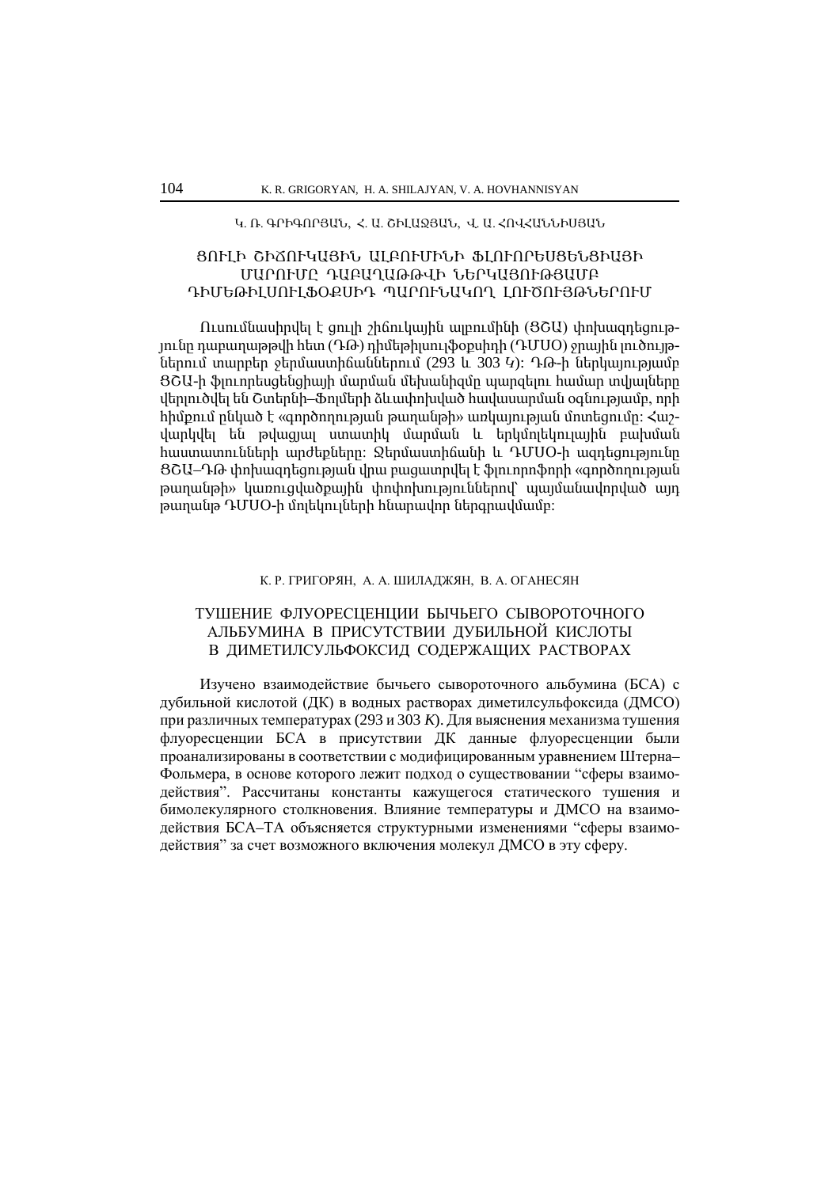Կ. Ռ. ԳՐԻԳՈՐՅԱՆ, Հ. Ա. ՇԻԼԱՋՅԱՆ, Վ. Ա. ՀՈՎՀԱՆՆԻՍՅԱՆ

## ՑՈՒԼԻ ՇԻՃՈՒԿԱՅԻՆ ԱԼԲՈՒՄԻՆԻ ՖԼՈՒՈՐԵՍՑԵՆՑԻԱՅԻ ՄԱՐՈՒՄԸ ԴԱԲԱՂԱԹԹՎԻ ՆԵՐԿԱՅՈՒԹՅԱՄԲ ԴԻՄԵԹԻԼՍՈՒԼՖՕՔՍԻԴ ՊԱՐՈՒՆԱԿՈՂ ԼՈՒԾՈՒՅԹՆԵՐՈՒՄ

Ուսումնասիրվել է ցուլի շիճուկային ալբումինի (ՑՇԱ) փոխազդեցությունը դաբաղաթթվի հետ (ԴԹ) դիմեթիլսուլֆօքսիդի (ԴՄՍՕ) ջրային լուծույթներում տարբեր ջերմաստիճաններում (293 և 303 Կ): ԴԹ-ի ներկայությամբ ՑՇԱ-ի ֆլուորեսցենցիայի մարման մեխանիզմը պարզելու համար տվյալները վերլուծվել են Շտերնի–Ֆոլմերի ձևափոխված հավասարման օգնությամբ, որի հիմքում ընկած է «գործողության թաղանթի» առկայության մոտեցումը: Հաշվարկվել են թվացյալ ստատիկ մարման և երկմոլեկուլային բախման հաստատունների արժեքները: Ջերմաստիճանի և ԴՄՍՕ-ի ազդեցությունը ՑՇԱ–ԴԹ փոխազդեցության վրա բացատրվել է ֆլուորոֆորի «գործողության թաղանթի» կառուցվածքային փոփոխություններով՝ պայմանավորված այդ թաղանթ ԴՄՍՕ-ի մոլեկուլների հնարավոր ներգրավմամբ:

К. Р. ГРИГОРЯН, А. А. ШИЛАДЖЯН, В. А. ОГАНЕСЯН

## ТУШЕНИЕ ФЛУОРЕСЦЕНЦИИ БЫЧЬЕГО СЫВОРОТОЧНОГО АЛЬБУМИНА В ПРИСУТСТВИИ ДУБИЛЬНОЙ КИСЛОТЫ В ДИМЕТИЛСУЛЬФОКСИД СОДЕРЖАЩИХ РАСТВОРАХ

Изучено взаимодействие бычьего сывороточного альбумина (БСА) с дубильной кислотой (ДК) в водных растворах диметилсульфоксида (ДМСО) при различных температурах (293 и 303 *K*). Для выяснения механизма тушения флуоресценции БСА в присутствии ДК данные флуоресценции были проанализированы в соответствии с модифицированным уравнением Штерна–Фольмера, в основе которого лежит подход о существовании "сферы взаимодействия". Рассчитаны константы кажущегося статического тушения и бимолекулярного столкновения. Влияние температуры и ДМСО на взаимодействия БСА–ТА объясняется структурными изменениями "сферы взаимодействия" за счет возможного включения молекул ДМСО в эту сферу.